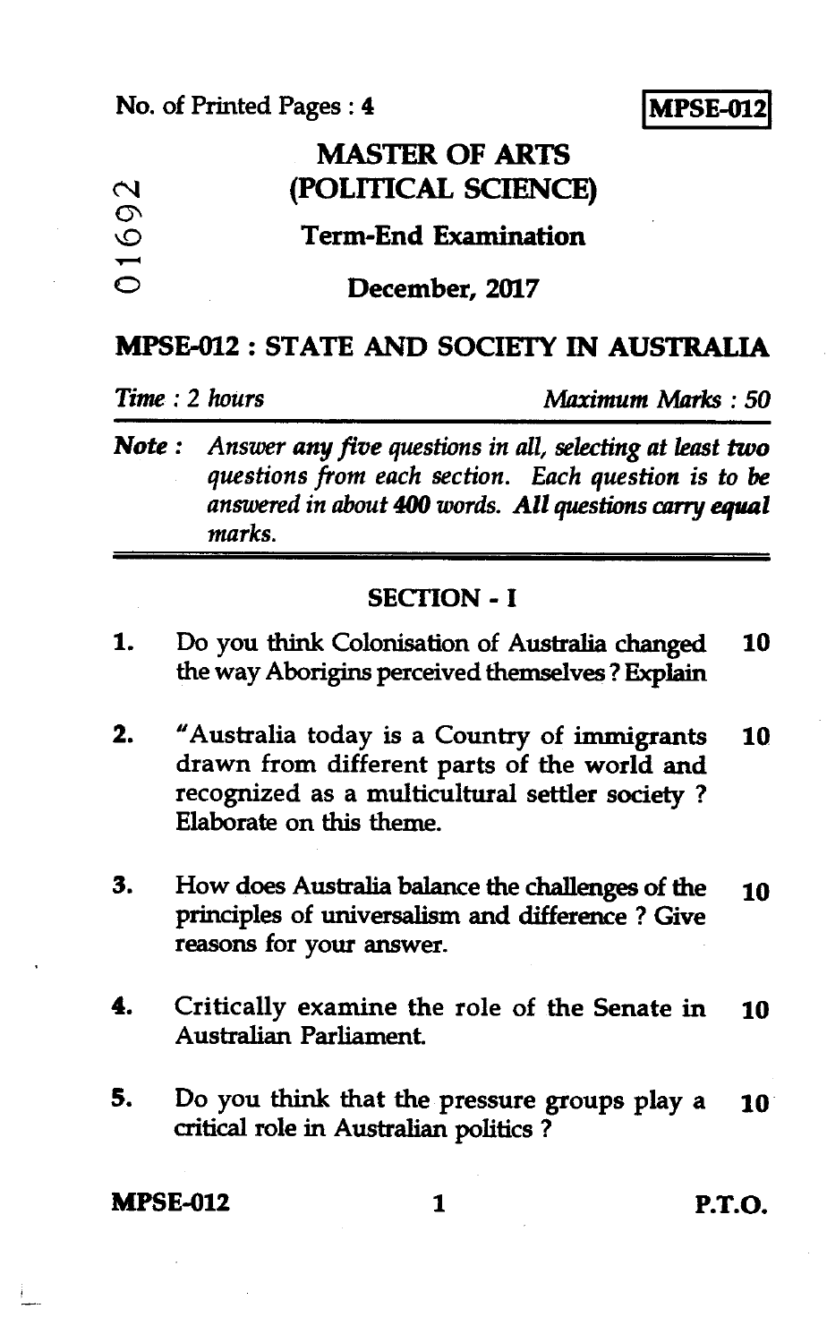No. of Printed Pages : 4

**MPSE-012**

01692

# MASTER OF ARTS (POLITICAL SCIENCE)

## Term-End Examination

## December, 2017

## MPSE-012 : STATE AND SOCIETY IN AUSTRALIA

*Time : 2 hours* *Maximum Marks : 50*

***Note :*** *Answer any five questions in all, selecting at least two questions from each section. Each question is to be answered in about 400 words.* ***All questions carry equal marks.***

### SECTION - I

1. Do you think Colonisation of Australia changed the way Aborigins perceived themselves ? Explain **10**

2. "Australia today is a Country of immigrants drawn from different parts of the world and recognized as a multicultural settler society ? Elaborate on this theme. **10**

3. How does Australia balance the challenges of the principles of universalism and difference ? Give reasons for your answer. **10**

4. Critically examine the role of the Senate in Australian Parliament. **10**

5. Do you think that the pressure groups play a critical role in Australian politics ? **10**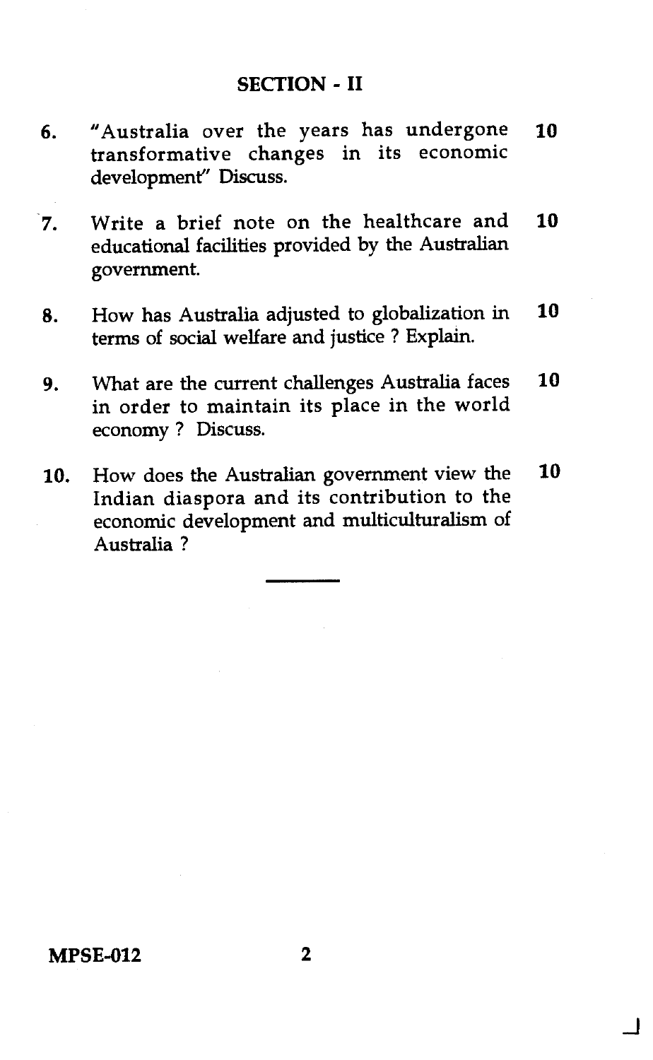## SECTION - II

6. "Australia over the years has undergone transformative changes in its economic development" Discuss. 10

7. Write a brief note on the healthcare and educational facilities provided by the Australian government. 10

8. How has Australia adjusted to globalization in terms of social welfare and justice ? Explain. 10

9. What are the current challenges Australia faces in order to maintain its place in the world economy ? Discuss. 10

10. How does the Australian government view the Indian diaspora and its contribution to the economic development and multiculturalism of Australia ? 10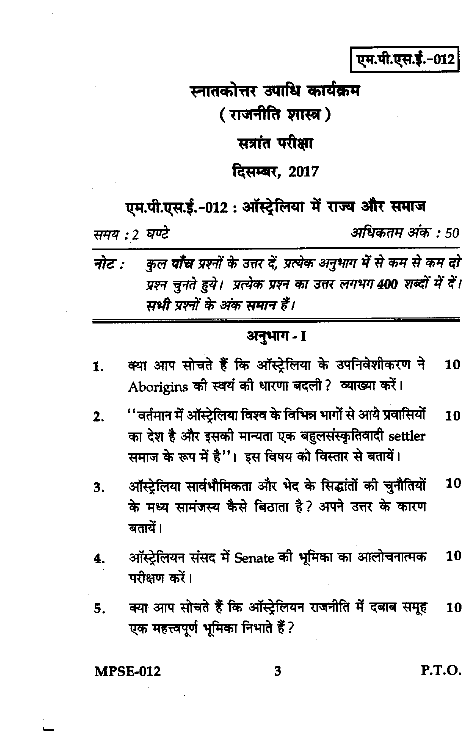एम.पी.एस.ई.-012

# स्नातकोत्तर उपाधि कार्यक्रम

## ( राजनीति शास्त्र )

## सत्रांत परीक्षा

## दिसम्बर, 2017

## एम.पी.एस.ई.-012 : ऑस्ट्रेलिया में राज्य और समाज

*समय : 2 घण्टे* *अधिकतम अंक : 50*

***नोट :*** *कुल **पाँच** प्रश्नों के उत्तर दें, प्रत्येक अनुभाग में से कम से कम **दो** प्रश्न चुनते हुये। प्रत्येक प्रश्न का उत्तर लगभग **400** शब्दों में दें। **सभी** प्रश्नों के अंक **समान** हैं।*

### अनुभाग - I

1. क्या आप सोचते हैं कि ऑस्ट्रेलिया के उपनिवेशीकरण ने Aborigins की स्वयं की धारणा बदली? व्याख्या करें। **10**

2. "वर्तमान में ऑस्ट्रेलिया विश्व के विभिन्न भागों से आये प्रवासियों का देश है और इसकी मान्यता एक बहुलसंस्कृतिवादी settler समाज के रूप में है"। इस विषय को विस्तार से बतायें। **10**

3. ऑस्ट्रेलिया सार्वभौमिकता और भेद के सिद्धांतों की चुनौतियों के मध्य सामंजस्य कैसे बिठाता है? अपने उत्तर के कारण बतायें। **10**

4. ऑस्ट्रेलियन संसद में Senate की भूमिका का आलोचनात्मक परीक्षण करें। **10**

5. क्या आप सोचते हैं कि ऑस्ट्रेलियन राजनीति में दबाव समूह एक महत्त्वपूर्ण भूमिका निभाते हैं? **10**

P.T.O.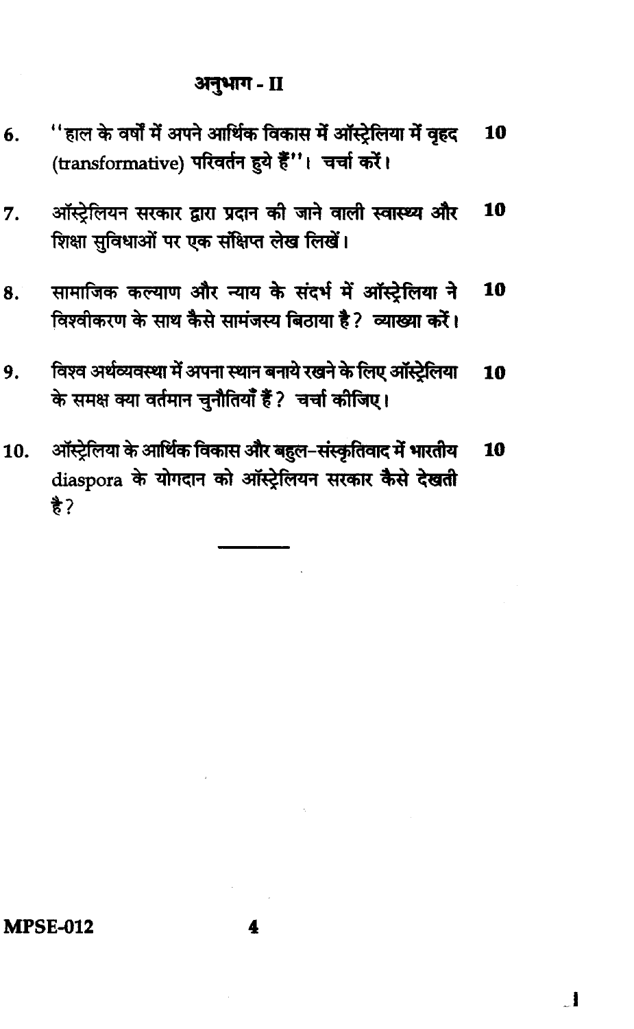## अनुभाग - II

6. ''हाल के वर्षों में अपने आर्थिक विकास में ऑस्ट्रेलिया में वृहद (transformative) परिवर्तन हुये हैं''। चर्चा करें। **10**

7. ऑस्ट्रेलियन सरकार द्वारा प्रदान की जाने वाली स्वास्थ्य और शिक्षा सुविधाओं पर एक संक्षिप्त लेख लिखें। **10**

8. सामाजिक कल्याण और न्याय के संदर्भ में ऑस्ट्रेलिया ने विश्वीकरण के साथ कैसे सामंजस्य बिठाया है? व्याख्या करें। **10**

9. विश्व अर्थव्यवस्था में अपना स्थान बनाये रखने के लिए ऑस्ट्रेलिया के समक्ष क्या वर्तमान चुनौतियाँ हैं? चर्चा कीजिए। **10**

10. ऑस्ट्रेलिया के आर्थिक विकास और बहुल-संस्कृतिवाद में भारतीय diaspora के योगदान को ऑस्ट्रेलियन सरकार कैसे देखती है? **10**

---